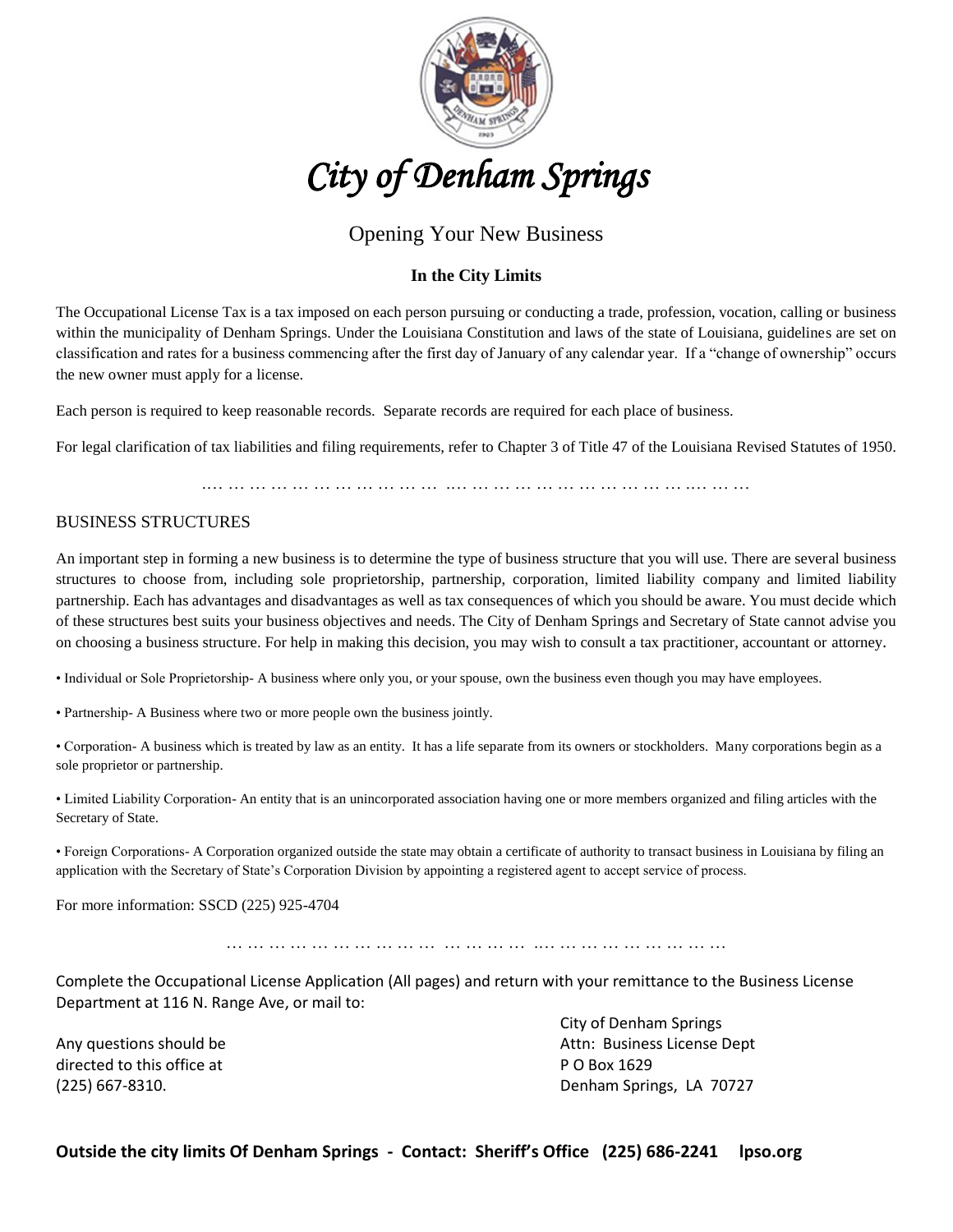# *City of Denham Springs*

## Opening Your New Business

### In the City Limits

The Occupational License Tax is a tax imposed on each person pursuing or conducting a trade, profession, vocation, calling or business within the municipality of Denham Springs. Under the Louisiana Constitution and laws of the state of Louisiana, guidelines are set on classification and rates for a business commencing after the first day of January of any calendar year. If a "change of ownership" occurs the new owner must apply for a license.

Each person is required to keep reasonable records. Separate records are required for each place of business.

For legal clarification of tax liabilities and filing requirements, refer to Chapter 3 of Title 47 of the Louisiana Revised Statutes of 1950.

…. … … … … … … … … … … … …. … … … … … … … … … …. … …

BUSINESS STRUCTURES

An important step in forming a new business is to determine the type of business structure that you will use. There are several business structures to choose from, including sole proprietorship, partnership, corporation, limited liability company and limited liability partnership. Each has advantages and disadvantages as well as tax consequences of which you should be aware. You must decide which of these structures best suits your business objectives and needs. The City of Denham Springs and Secretary of State cannot advise you on choosing a business structure. For help in making this decision, you may wish to consult a tax practitioner, accountant or attorney.

- Individual or Sole Proprietorship- A business where only you, or your spouse, own the business even though you may have employees.
- Partnership- A Business where two or more people own the business jointly.
- Corporation- A business which is treated by law as an entity. It has a life separate from its owners or stockholders. Many corporations begin as a sole proprietor or partnership.
- Limited Liability Corporation- An entity that is an unincorporated association having one or more members organized and filing articles with the Secretary of State.
- Foreign Corporations- A Corporation organized outside the state may obtain a certificate of authority to transact business in Louisiana by filing an application with the Secretary of State's Corporation Division by appointing a registered agent to accept service of process.

For more information: SSCD (225) 925-4704

… … … … … … … … … … … … … … … …. … … … … … … … …

Complete the Occupational License Application (All pages) and return with your remittance to the Business License Department at 116 N. Range Ave, or mail to:

City of Denham Springs
Attn: Business License Dept
P O Box 1629
Denham Springs, LA 70727

Any questions should be directed to this office at (225) 667-8310.

**Outside the city limits Of Denham Springs - Contact: Sheriff's Office (225) 686-2241 lpso.org**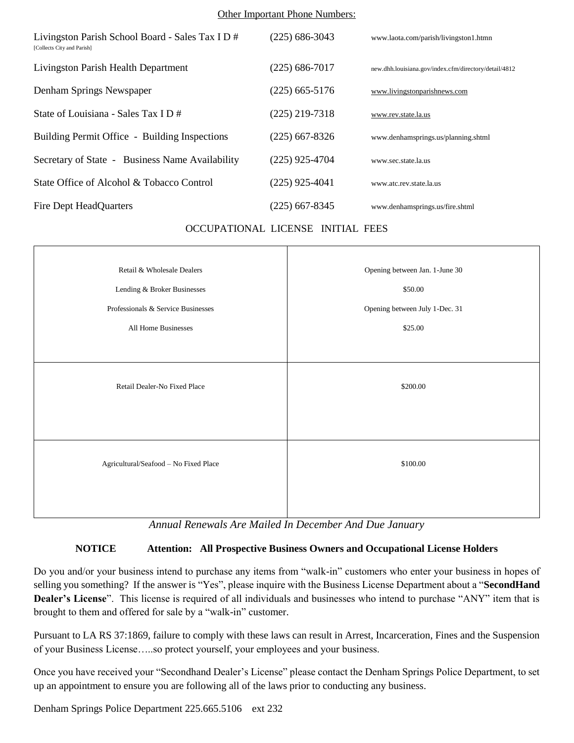## Other Important Phone Numbers:

| | | |
|---|---|---|
| Livingston Parish School Board - Sales Tax I D # [Collects City and Parish] | (225) 686-3043 | www.laota.com/parish/livingston1.htmn |
| Livingston Parish Health Department | (225) 686-7017 | new.dhh.louisiana.gov/index.cfm/directory/detail/4812 |
| Denham Springs Newspaper | (225) 665-5176 | www.livingstonparishnews.com |
| State of Louisiana - Sales Tax I D # | (225) 219-7318 | www.rev.state.la.us |
| Building Permit Office - Building Inspections | (225) 667-8326 | www.denhamsprings.us/planning.shtml |
| Secretary of State - Business Name Availability | (225) 925-4704 | www.sec.state.la.us |
| State Office of Alcohol & Tobacco Control | (225) 925-4041 | www.atc.rev.state.la.us |
| Fire Dept HeadQuarters | (225) 667-8345 | www.denhamsprings.us/fire.shtml |

## OCCUPATIONAL LICENSE INITIAL FEES

| | |
|---|---|
| Retail & Wholesale Dealers<br>Lending & Broker Businesses<br>Professionals & Service Businesses<br>All Home Businesses | Opening between Jan. 1-June 30<br>$50.00<br>Opening between July 1-Dec. 31<br>$25.00 |
| Retail Dealer-No Fixed Place | $200.00 |
| Agricultural/Seafood – No Fixed Place | $100.00 |

*Annual Renewals Are Mailed In December And Due January*

**NOTICE Attention: All Prospective Business Owners and Occupational License Holders**

Do you and/or your business intend to purchase any items from "walk-in" customers who enter your business in hopes of selling you something? If the answer is "Yes", please inquire with the Business License Department about a "**SecondHand Dealer's License**". This license is required of all individuals and businesses who intend to purchase "ANY" item that is brought to them and offered for sale by a "walk-in" customer.

Pursuant to LA RS 37:1869, failure to comply with these laws can result in Arrest, Incarceration, Fines and the Suspension of your Business License…..so protect yourself, your employees and your business.

Once you have received your "Secondhand Dealer's License" please contact the Denham Springs Police Department, to set up an appointment to ensure you are following all of the laws prior to conducting any business.

Denham Springs Police Department 225.665.5106 ext 232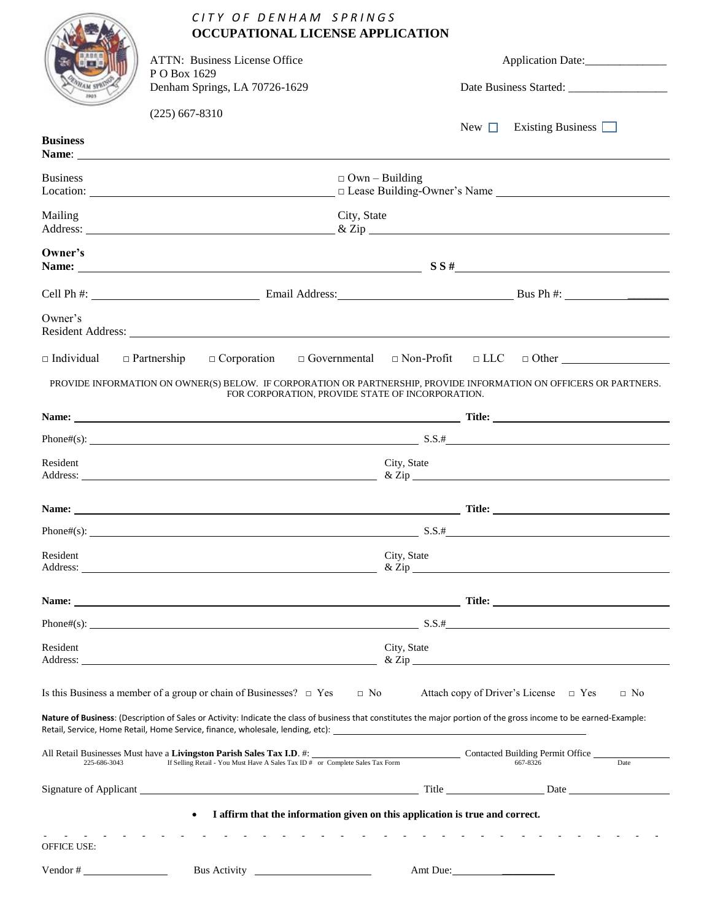*CITY OF DENHAM SPRINGS*
**OCCUPATIONAL LICENSE APPLICATION**

ATTN: Business License Office
P O Box 1629
Denham Springs, LA 70726-1629

(225) 667-8310

Application Date:_____________

Date Business Started: ________________

New ☐ Existing Business ☐

**Business Name**: ______________________________________________________________

Business Location: ______________________ □ Own – Building
□ Lease Building-Owner's Name ______________________

Mailing Address: ______________________ City, State & Zip ______________________

**Owner's Name:** ______________________ **S S #**______________________

Cell Ph #: ______________ Email Address:______________ Bus Ph #: ______________

Owner's Resident Address: ______________________________________________________

□ Individual □ Partnership □ Corporation □ Governmental □ Non-Profit □ LLC □ Other ______________

PROVIDE INFORMATION ON OWNER(S) BELOW. IF CORPORATION OR PARTNERSHIP, PROVIDE INFORMATION ON OFFICERS OR PARTNERS. FOR CORPORATION, PROVIDE STATE OF INCORPORATION.

**Name:** ______________________ **Title:** ______________________

Phone#(s): ______________________ S.S.#______________________

Resident Address: ______________________ City, State & Zip ______________________

**Name:** ______________________ **Title:** ______________________

Phone#(s): ______________________ S.S.#______________________

Resident Address: ______________________ City, State & Zip ______________________

**Name:** ______________________ **Title:** ______________________

Phone#(s): ______________________ S.S.#______________________

Resident Address: ______________________ City, State & Zip ______________________

Is this Business a member of a group or chain of Businesses? □ Yes □ No Attach copy of Driver's License □ Yes □ No

**Nature of Business**: (Description of Sales or Activity: Indicate the class of business that constitutes the major portion of the gross income to be earned-Example: Retail, Service, Home Retail, Home Service, finance, wholesale, lending, etc): ______________________

All Retail Businesses Must have a **Livingston Parish Sales Tax I.D**. #: ______________________ Contacted Building Permit Office ______________
225-686-3043 If Selling Retail - You Must Have A Sales Tax ID # or Complete Sales Tax Form 667-8326 Date

Signature of Applicant ______________________ Title ______________ Date ______________

- **I affirm that the information given on this application is true and correct.**

- - - - - - - - - - - - - - - - - - - - - - - - - - - - - - - - - - -

OFFICE USE:

Vendor # ______________ Bus Activity ______________ Amt Due:______________